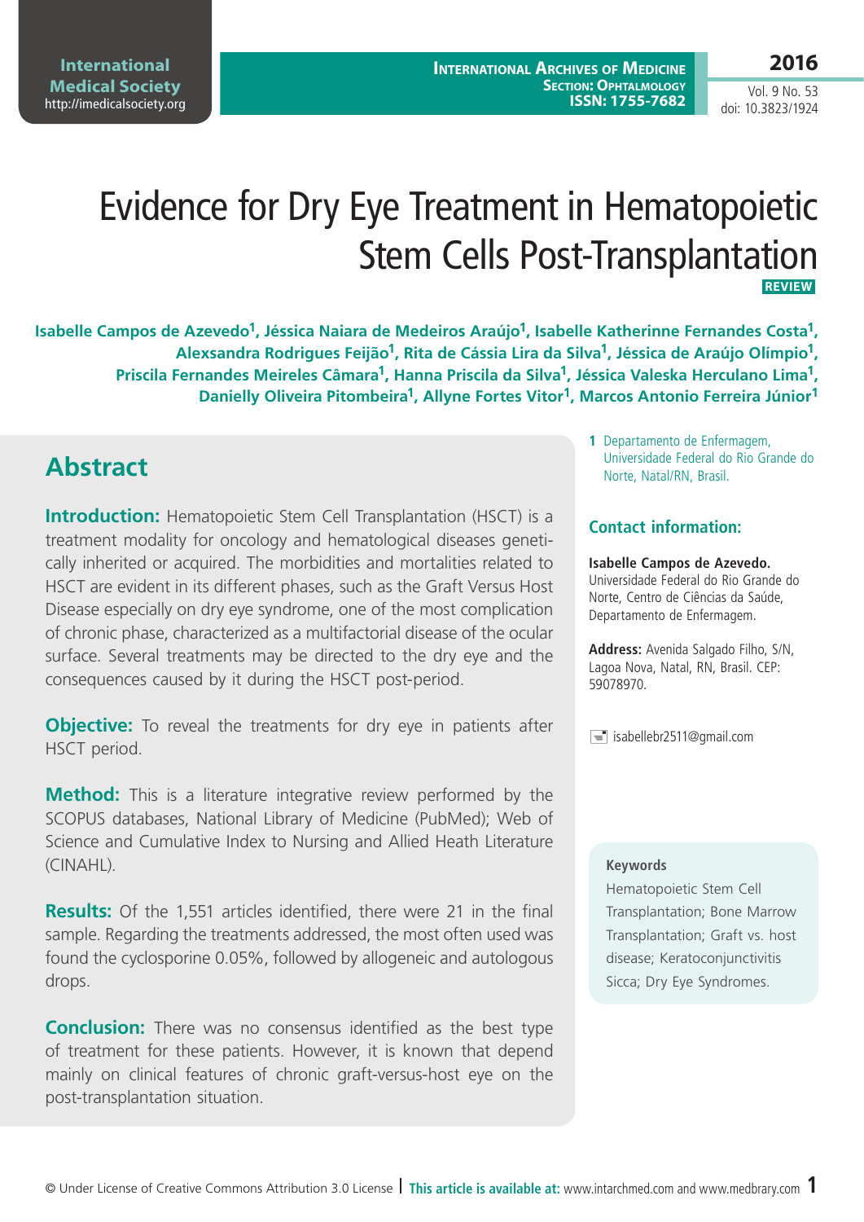# Evidence for Dry Eye Treatment in Hematopoietic Stem Cells Post-Transplantation

**REVIEW**

**Isabelle Campos de Azevedo[1], Jéssica Naiara de Medeiros Araújo[1], Isabelle Katherinne Fernandes Costa[1], Alexsandra Rodrigues Feijão[1], Rita de Cássia Lira da Silva[1], Jéssica de Araújo Olímpio[1], Priscila Fernandes Meireles Câmara[1], Hanna Priscila da Silva[1], Jéssica Valeska Herculano Lima[1], Danielly Oliveira Pitombeira[1], Allyne Fortes Vitor[1], Marcos Antonio Ferreira Júnior[1]**

1 Departamento de Enfermagem, Universidade Federal do Rio Grande do Norte, Natal/RN, Brasil.

## Contact information:

**Isabelle Campos de Azevedo.**
Universidade Federal do Rio Grande do Norte, Centro de Ciências da Saúde, Departamento de Enfermagem.

**Address:** Avenida Salgado Filho, S/N, Lagoa Nova, Natal, RN, Brasil. CEP: 59078970.

isabellebr2511@gmail.com

## Abstract

**Introduction:** Hematopoietic Stem Cell Transplantation (HSCT) is a treatment modality for oncology and hematological diseases genetically inherited or acquired. The morbidities and mortalities related to HSCT are evident in its different phases, such as the Graft Versus Host Disease especially on dry eye syndrome, one of the most complication of chronic phase, characterized as a multifactorial disease of the ocular surface. Several treatments may be directed to the dry eye and the consequences caused by it during the HSCT post-period.

**Objective:** To reveal the treatments for dry eye in patients after HSCT period.

**Method:** This is a literature integrative review performed by the SCOPUS databases, National Library of Medicine (PubMed); Web of Science and Cumulative Index to Nursing and Allied Heath Literature (CINAHL).

**Results:** Of the 1,551 articles identified, there were 21 in the final sample. Regarding the treatments addressed, the most often used was found the cyclosporine 0.05%, followed by allogeneic and autologous drops.

**Conclusion:** There was no consensus identified as the best type of treatment for these patients. However, it is known that depend mainly on clinical features of chronic graft-versus-host eye on the post-transplantation situation.

**Keywords**

Hematopoietic Stem Cell Transplantation; Bone Marrow Transplantation; Graft vs. host disease; Keratoconjunctivitis Sicca; Dry Eye Syndromes.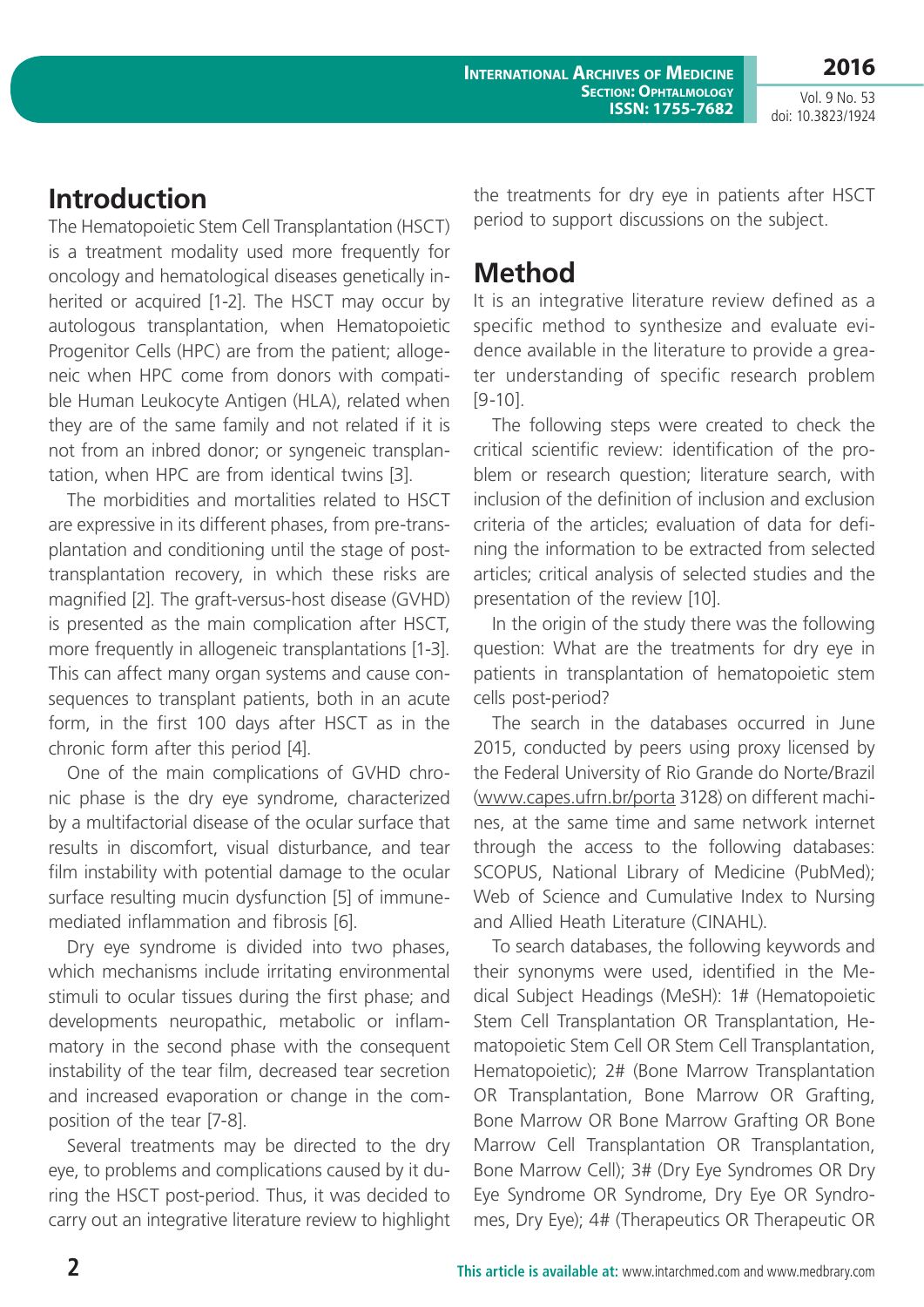## Introduction

The Hematopoietic Stem Cell Transplantation (HSCT) is a treatment modality used more frequently for oncology and hematological diseases genetically inherited or acquired [1-2]. The HSCT may occur by autologous transplantation, when Hematopoietic Progenitor Cells (HPC) are from the patient; allogeneic when HPC come from donors with compatible Human Leukocyte Antigen (HLA), related when they are of the same family and not related if it is not from an inbred donor; or syngeneic transplantation, when HPC are from identical twins [3].

The morbidities and mortalities related to HSCT are expressive in its different phases, from pre-transplantation and conditioning until the stage of post-transplantation recovery, in which these risks are magnified [2]. The graft-versus-host disease (GVHD) is presented as the main complication after HSCT, more frequently in allogeneic transplantations [1-3]. This can affect many organ systems and cause consequences to transplant patients, both in an acute form, in the first 100 days after HSCT as in the chronic form after this period [4].

One of the main complications of GVHD chronic phase is the dry eye syndrome, characterized by a multifactorial disease of the ocular surface that results in discomfort, visual disturbance, and tear film instability with potential damage to the ocular surface resulting mucin dysfunction [5] of immune-mediated inflammation and fibrosis [6].

Dry eye syndrome is divided into two phases, which mechanisms include irritating environmental stimuli to ocular tissues during the first phase; and developments neuropathic, metabolic or inflammatory in the second phase with the consequent instability of the tear film, decreased tear secretion and increased evaporation or change in the composition of the tear [7-8].

Several treatments may be directed to the dry eye, to problems and complications caused by it during the HSCT post-period. Thus, it was decided to carry out an integrative literature review to highlight the treatments for dry eye in patients after HSCT period to support discussions on the subject.

## Method

It is an integrative literature review defined as a specific method to synthesize and evaluate evidence available in the literature to provide a greater understanding of specific research problem [9-10].

The following steps were created to check the critical scientific review: identification of the problem or research question; literature search, with inclusion of the definition of inclusion and exclusion criteria of the articles; evaluation of data for defining the information to be extracted from selected articles; critical analysis of selected studies and the presentation of the review [10].

In the origin of the study there was the following question: What are the treatments for dry eye in patients in transplantation of hematopoietic stem cells post-period?

The search in the databases occurred in June 2015, conducted by peers using proxy licensed by the Federal University of Rio Grande do Norte/Brazil (www.capes.ufrn.br/porta 3128) on different machines, at the same time and same network internet through the access to the following databases: SCOPUS, National Library of Medicine (PubMed); Web of Science and Cumulative Index to Nursing and Allied Heath Literature (CINAHL).

To search databases, the following keywords and their synonyms were used, identified in the Medical Subject Headings (MeSH): 1# (Hematopoietic Stem Cell Transplantation OR Transplantation, Hematopoietic Stem Cell OR Stem Cell Transplantation, Hematopoietic); 2# (Bone Marrow Transplantation OR Transplantation, Bone Marrow OR Grafting, Bone Marrow OR Bone Marrow Grafting OR Bone Marrow Cell Transplantation OR Transplantation, Bone Marrow Cell); 3# (Dry Eye Syndromes OR Dry Eye Syndrome OR Syndrome, Dry Eye OR Syndromes, Dry Eye); 4# (Therapeutics OR Therapeutic OR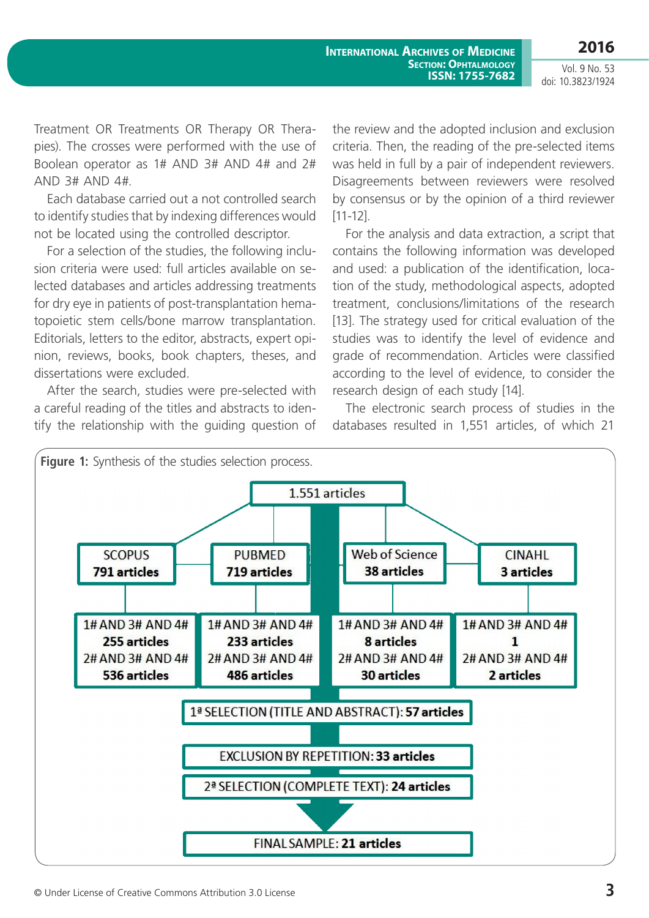Treatment OR Treatments OR Therapy OR Therapies). The crosses were performed with the use of Boolean operator as 1# AND 3# AND 4# and 2# AND 3# AND 4#.

Each database carried out a not controlled search to identify studies that by indexing differences would not be located using the controlled descriptor.

For a selection of the studies, the following inclusion criteria were used: full articles available on selected databases and articles addressing treatments for dry eye in patients of post-transplantation hematopoietic stem cells/bone marrow transplantation. Editorials, letters to the editor, abstracts, expert opinion, reviews, books, book chapters, theses, and dissertations were excluded.

After the search, studies were pre-selected with a careful reading of the titles and abstracts to identify the relationship with the guiding question of the review and the adopted inclusion and exclusion criteria. Then, the reading of the pre-selected items was held in full by a pair of independent reviewers. Disagreements between reviewers were resolved by consensus or by the opinion of a third reviewer [11-12].

For the analysis and data extraction, a script that contains the following information was developed and used: a publication of the identification, location of the study, methodological aspects, adopted treatment, conclusions/limitations of the research [13]. The strategy used for critical evaluation of the studies was to identify the level of evidence and grade of recommendation. Articles were classified according to the level of evidence, to consider the research design of each study [14].

The electronic search process of studies in the databases resulted in 1,551 articles, of which 21

**Figure 1:** Synthesis of the studies selection process.

1.551 articles

| SCOPUS **791 articles** | PUBMED **719 articles** | Web of Science **38 articles** | CINAHL **3 articles** |
|---|---|---|---|
| 1# AND 3# AND 4# **255 articles** 2# AND 3# AND 4# **536 articles** | 1# AND 3# AND 4# **233 articles** 2# AND 3# AND 4# **486 articles** | 1# AND 3# AND 4# **8 articles** 2# AND 3# AND 4# **30 articles** | 1# AND 3# AND 4# **1** 2# AND 3# AND 4# **2 articles** |

1ª SELECTION (TITLE AND ABSTRACT): **57 articles**

EXCLUSION BY REPETITION: **33 articles**

2ª SELECTION (COMPLETE TEXT): **24 articles**

FINAL SAMPLE: **21 articles**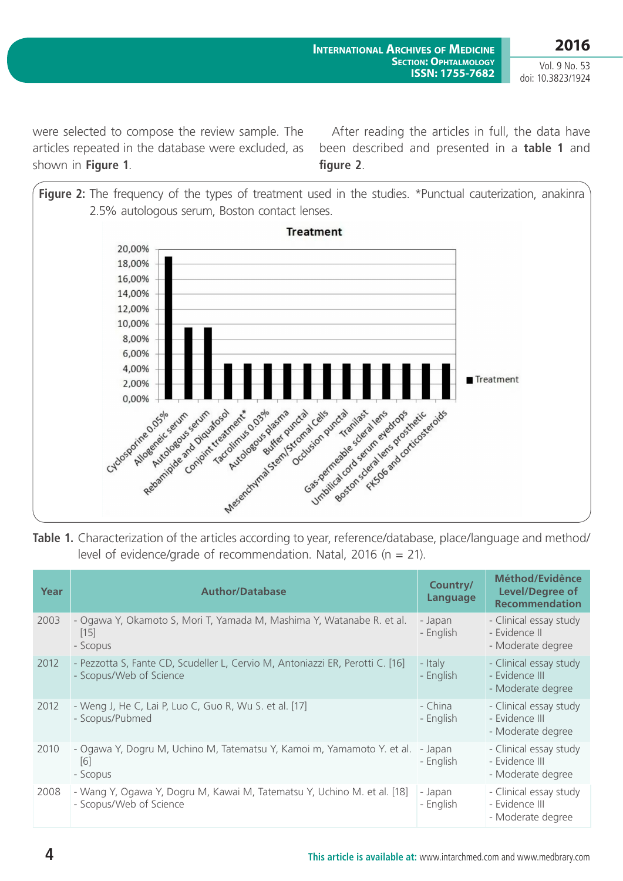were selected to compose the review sample. The articles repeated in the database were excluded, as shown in **Figure 1**.

After reading the articles in full, the data have been described and presented in a **table 1** and **figure 2**.

**Figure 2:** The frequency of the types of treatment used in the studies. *Punctual cauterization, anakinra 2.5% autologous serum, Boston contact lenses.

**Table 1.** Characterization of the articles according to year, reference/database, place/language and method/level of evidence/grade of recommendation. Natal, 2016 (n = 21).

| Year | Author/Database | Country/ Language | Méthod/Evidênce Level/Degree of Recommendation |
|---|---|---|---|
| 2003 | - Ogawa Y, Okamoto S, Mori T, Yamada M, Mashima Y, Watanabe R. et al. [15]<br>- Scopus | - Japan<br>- English | - Clinical essay study<br>- Evidence II<br>- Moderate degree |
| 2012 | - Pezzotta S, Fante CD, Scudeller L, Cervio M, Antoniazzi ER, Perotti C. [16]<br>- Scopus/Web of Science | - Italy<br>- English | - Clinical essay study<br>- Evidence III<br>- Moderate degree |
| 2012 | - Weng J, He C, Lai P, Luo C, Guo R, Wu S. et al. [17]<br>- Scopus/Pubmed | - China<br>- English | - Clinical essay study<br>- Evidence III<br>- Moderate degree |
| 2010 | - Ogawa Y, Dogru M, Uchino M, Tatematsu Y, Kamoi m, Yamamoto Y. et al. [6]<br>- Scopus | - Japan<br>- English | - Clinical essay study<br>- Evidence III<br>- Moderate degree |
| 2008 | - Wang Y, Ogawa Y, Dogru M, Kawai M, Tatematsu Y, Uchino M. et al. [18]<br>- Scopus/Web of Science | - Japan<br>- English | - Clinical essay study<br>- Evidence III<br>- Moderate degree |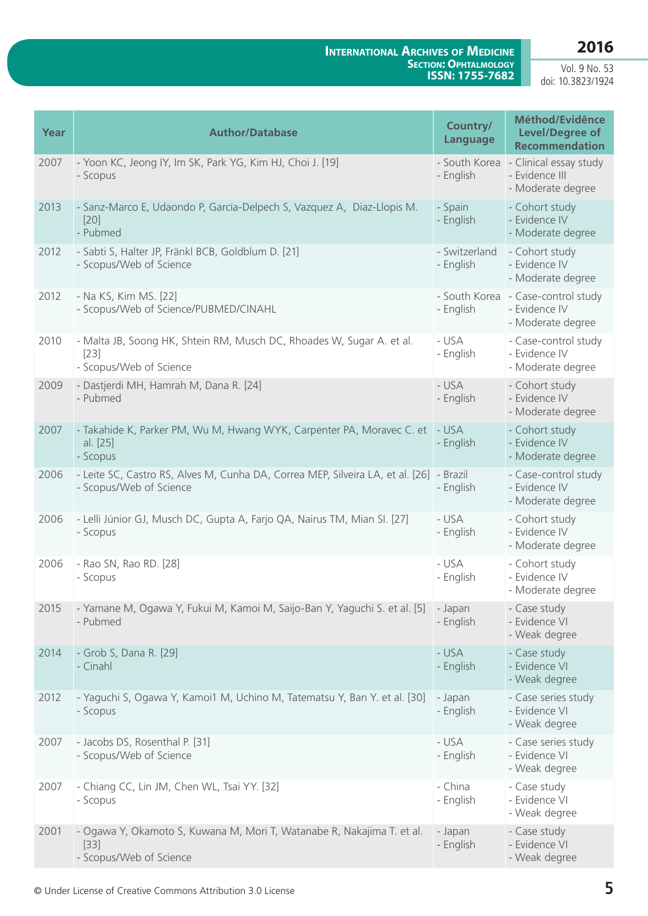| Year | Author/Database | Country/ Language | Méthod/Evidênce Level/Degree of Recommendation |
|---|---|---|---|
| 2007 | - Yoon KC, Jeong IY, Im SK, Park YG, Kim HJ, Choi J. [19]<br>- Scopus | - South Korea<br>- English | - Clinical essay study<br>- Evidence III<br>- Moderate degree |
| 2013 | - Sanz-Marco E, Udaondo P, García-Delpech S, Vazquez A, Diaz-Llopis M. [20]<br>- Pubmed | - Spain<br>- English | - Cohort study<br>- Evidence IV<br>- Moderate degree |
| 2012 | - Sabti S, Halter JP, Fränkl BCB, Goldblum D. [21]<br>- Scopus/Web of Science | - Switzerland<br>- English | - Cohort study<br>- Evidence IV<br>- Moderate degree |
| 2012 | - Na KS, Kim MS. [22]<br>- Scopus/Web of Science/PUBMED/CINAHL | - South Korea<br>- English | - Case-control study<br>- Evidence IV<br>- Moderate degree |
| 2010 | - Malta JB, Soong HK, Shtein RM, Musch DC, Rhoades W, Sugar A. et al. [23]<br>- Scopus/Web of Science | - USA<br>- English | - Case-control study<br>- Evidence IV<br>- Moderate degree |
| 2009 | - Dastjerdi MH, Hamrah M, Dana R. [24]<br>- Pubmed | - USA<br>- English | - Cohort study<br>- Evidence IV<br>- Moderate degree |
| 2007 | - Takahide K, Parker PM, Wu M, Hwang WYK, Carpenter PA, Moravec C. et al. [25]<br>- Scopus | - USA<br>- English | - Cohort study<br>- Evidence IV<br>- Moderate degree |
| 2006 | - Leite SC, Castro RS, Alves M, Cunha DA, Correa MEP, Silveira LA, et al. [26]<br>- Scopus/Web of Science | - Brazil<br>- English | - Case-control study<br>- Evidence IV<br>- Moderate degree |
| 2006 | - Lelli Júnior GJ, Musch DC, Gupta A, Farjo QA, Nairus TM, Mian SI. [27]<br>- Scopus | - USA<br>- English | - Cohort study<br>- Evidence IV<br>- Moderate degree |
| 2006 | - Rao SN, Rao RD. [28]<br>- Scopus | - USA<br>- English | - Cohort study<br>- Evidence IV<br>- Moderate degree |
| 2015 | - Yamane M, Ogawa Y, Fukui M, Kamoi M, Saijo-Ban Y, Yaguchi S. et al. [5]<br>- Pubmed | - Japan<br>- English | - Case study<br>- Evidence VI<br>- Weak degree |
| 2014 | - Grob S, Dana R. [29]<br>- Cinahl | - USA<br>- English | - Case study<br>- Evidence VI<br>- Weak degree |
| 2012 | - Yaguchi S, Ogawa Y, Kamoi1 M, Uchino M, Tatematsu Y, Ban Y. et al. [30]<br>- Scopus | - Japan<br>- English | - Case series study<br>- Evidence VI<br>- Weak degree |
| 2007 | - Jacobs DS, Rosenthal P. [31]<br>- Scopus/Web of Science | - USA<br>- English | - Case series study<br>- Evidence VI<br>- Weak degree |
| 2007 | - Chiang CC, Lin JM, Chen WL, Tsai YY. [32]<br>- Scopus | - China<br>- English | - Case study<br>- Evidence VI<br>- Weak degree |
| 2001 | - Ogawa Y, Okamoto S, Kuwana M, Mori T, Watanabe R, Nakajima T. et al. [33]<br>- Scopus/Web of Science | - Japan<br>- English | - Case study<br>- Evidence VI<br>- Weak degree |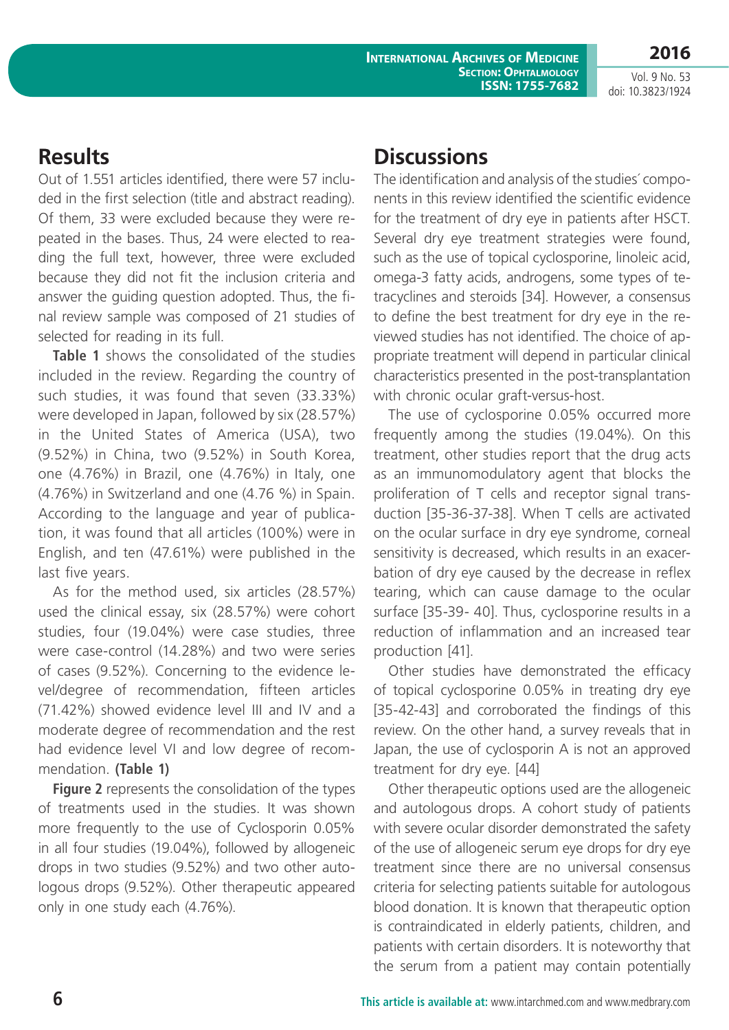## Results

Out of 1.551 articles identified, there were 57 included in the first selection (title and abstract reading). Of them, 33 were excluded because they were repeated in the bases. Thus, 24 were elected to reading the full text, however, three were excluded because they did not fit the inclusion criteria and answer the guiding question adopted. Thus, the final review sample was composed of 21 studies of selected for reading in its full.

**Table 1** shows the consolidated of the studies included in the review. Regarding the country of such studies, it was found that seven (33.33%) were developed in Japan, followed by six (28.57%) in the United States of America (USA), two (9.52%) in China, two (9.52%) in South Korea, one (4.76%) in Brazil, one (4.76%) in Italy, one (4.76%) in Switzerland and one (4.76 %) in Spain. According to the language and year of publication, it was found that all articles (100%) were in English, and ten (47.61%) were published in the last five years.

As for the method used, six articles (28.57%) used the clinical essay, six (28.57%) were cohort studies, four (19.04%) were case studies, three were case-control (14.28%) and two were series of cases (9.52%). Concerning to the evidence level/degree of recommendation, fifteen articles (71.42%) showed evidence level III and IV and a moderate degree of recommendation and the rest had evidence level VI and low degree of recommendation. **(Table 1)**

**Figure 2** represents the consolidation of the types of treatments used in the studies. It was shown more frequently to the use of Cyclosporin 0.05% in all four studies (19.04%), followed by allogeneic drops in two studies (9.52%) and two other autologous drops (9.52%). Other therapeutic appeared only in one study each (4.76%).

## Discussions

The identification and analysis of the studies´ components in this review identified the scientific evidence for the treatment of dry eye in patients after HSCT. Several dry eye treatment strategies were found, such as the use of topical cyclosporine, linoleic acid, omega-3 fatty acids, androgens, some types of tetracyclines and steroids [34]. However, a consensus to define the best treatment for dry eye in the reviewed studies has not identified. The choice of appropriate treatment will depend in particular clinical characteristics presented in the post-transplantation with chronic ocular graft-versus-host.

The use of cyclosporine 0.05% occurred more frequently among the studies (19.04%). On this treatment, other studies report that the drug acts as an immunomodulatory agent that blocks the proliferation of T cells and receptor signal transduction [35-36-37-38]. When T cells are activated on the ocular surface in dry eye syndrome, corneal sensitivity is decreased, which results in an exacerbation of dry eye caused by the decrease in reflex tearing, which can cause damage to the ocular surface [35-39- 40]. Thus, cyclosporine results in a reduction of inflammation and an increased tear production [41].

Other studies have demonstrated the efficacy of topical cyclosporine 0.05% in treating dry eye [35-42-43] and corroborated the findings of this review. On the other hand, a survey reveals that in Japan, the use of cyclosporin A is not an approved treatment for dry eye. [44]

Other therapeutic options used are the allogeneic and autologous drops. A cohort study of patients with severe ocular disorder demonstrated the safety of the use of allogeneic serum eye drops for dry eye treatment since there are no universal consensus criteria for selecting patients suitable for autologous blood donation. It is known that therapeutic option is contraindicated in elderly patients, children, and patients with certain disorders. It is noteworthy that the serum from a patient may contain potentially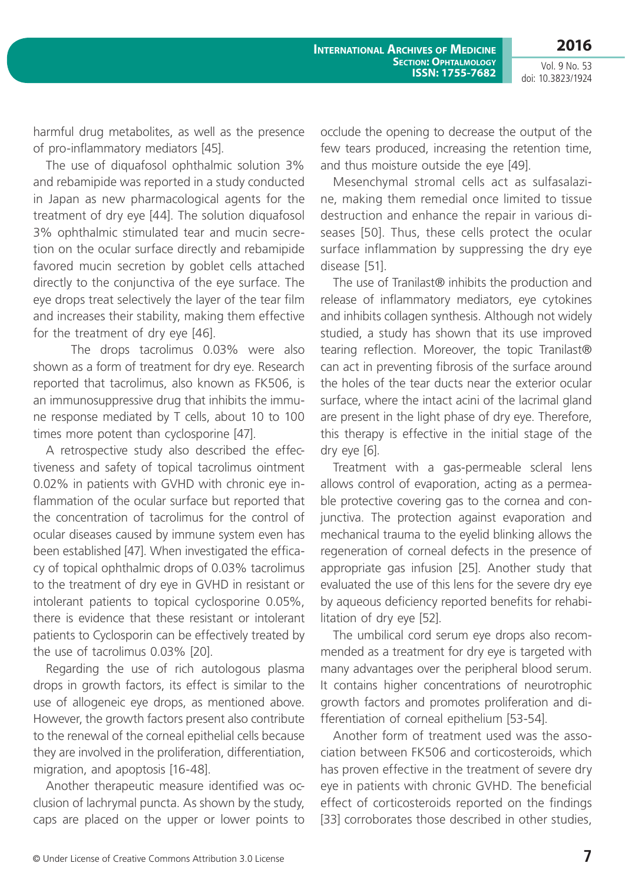harmful drug metabolites, as well as the presence of pro-inflammatory mediators [45].

The use of diquafosol ophthalmic solution 3% and rebamipide was reported in a study conducted in Japan as new pharmacological agents for the treatment of dry eye [44]. The solution diquafosol 3% ophthalmic stimulated tear and mucin secretion on the ocular surface directly and rebamipide favored mucin secretion by goblet cells attached directly to the conjunctiva of the eye surface. The eye drops treat selectively the layer of the tear film and increases their stability, making them effective for the treatment of dry eye [46].

The drops tacrolimus 0.03% were also shown as a form of treatment for dry eye. Research reported that tacrolimus, also known as FK506, is an immunosuppressive drug that inhibits the immune response mediated by T cells, about 10 to 100 times more potent than cyclosporine [47].

A retrospective study also described the effectiveness and safety of topical tacrolimus ointment 0.02% in patients with GVHD with chronic eye inflammation of the ocular surface but reported that the concentration of tacrolimus for the control of ocular diseases caused by immune system even has been established [47]. When investigated the efficacy of topical ophthalmic drops of 0.03% tacrolimus to the treatment of dry eye in GVHD in resistant or intolerant patients to topical cyclosporine 0.05%, there is evidence that these resistant or intolerant patients to Cyclosporin can be effectively treated by the use of tacrolimus 0.03% [20].

Regarding the use of rich autologous plasma drops in growth factors, its effect is similar to the use of allogeneic eye drops, as mentioned above. However, the growth factors present also contribute to the renewal of the corneal epithelial cells because they are involved in the proliferation, differentiation, migration, and apoptosis [16-48].

Another therapeutic measure identified was occlusion of lachrymal puncta. As shown by the study, caps are placed on the upper or lower points to occlude the opening to decrease the output of the few tears produced, increasing the retention time, and thus moisture outside the eye [49].

Mesenchymal stromal cells act as sulfasalazine, making them remedial once limited to tissue destruction and enhance the repair in various diseases [50]. Thus, these cells protect the ocular surface inflammation by suppressing the dry eye disease [51].

The use of Tranilast® inhibits the production and release of inflammatory mediators, eye cytokines and inhibits collagen synthesis. Although not widely studied, a study has shown that its use improved tearing reflection. Moreover, the topic Tranilast® can act in preventing fibrosis of the surface around the holes of the tear ducts near the exterior ocular surface, where the intact acini of the lacrimal gland are present in the light phase of dry eye. Therefore, this therapy is effective in the initial stage of the dry eye [6].

Treatment with a gas-permeable scleral lens allows control of evaporation, acting as a permeable protective covering gas to the cornea and conjunctiva. The protection against evaporation and mechanical trauma to the eyelid blinking allows the regeneration of corneal defects in the presence of appropriate gas infusion [25]. Another study that evaluated the use of this lens for the severe dry eye by aqueous deficiency reported benefits for rehabilitation of dry eye [52].

The umbilical cord serum eye drops also recommended as a treatment for dry eye is targeted with many advantages over the peripheral blood serum. It contains higher concentrations of neurotrophic growth factors and promotes proliferation and differentiation of corneal epithelium [53-54].

Another form of treatment used was the association between FK506 and corticosteroids, which has proven effective in the treatment of severe dry eye in patients with chronic GVHD. The beneficial effect of corticosteroids reported on the findings [33] corroborates those described in other studies,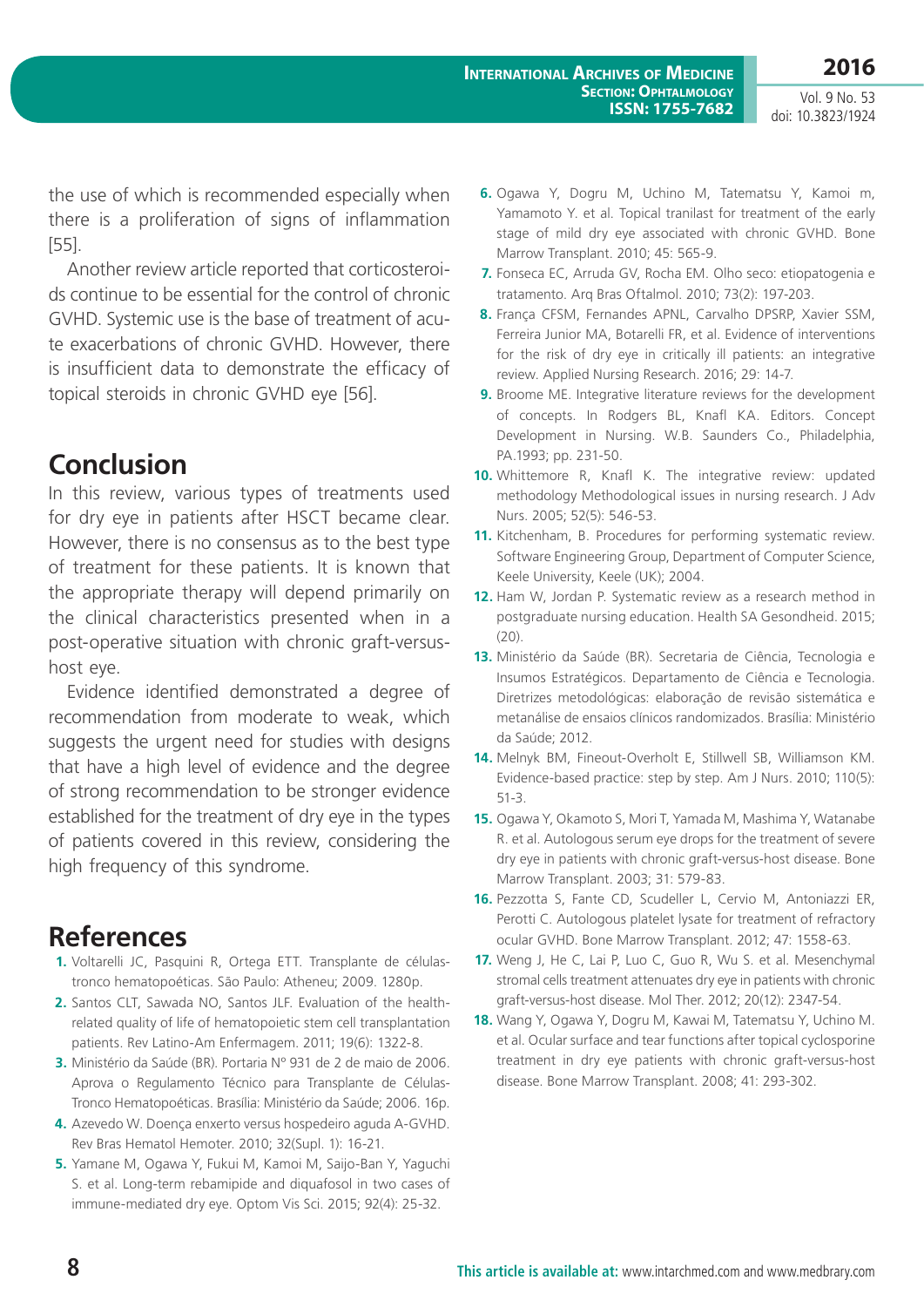the use of which is recommended especially when there is a proliferation of signs of inflammation [55].

Another review article reported that corticosteroids continue to be essential for the control of chronic GVHD. Systemic use is the base of treatment of acute exacerbations of chronic GVHD. However, there is insufficient data to demonstrate the efficacy of topical steroids in chronic GVHD eye [56].

## Conclusion

In this review, various types of treatments used for dry eye in patients after HSCT became clear. However, there is no consensus as to the best type of treatment for these patients. It is known that the appropriate therapy will depend primarily on the clinical characteristics presented when in a post-operative situation with chronic graft-versus-host eye.

Evidence identified demonstrated a degree of recommendation from moderate to weak, which suggests the urgent need for studies with designs that have a high level of evidence and the degree of strong recommendation to be stronger evidence established for the treatment of dry eye in the types of patients covered in this review, considering the high frequency of this syndrome.

## References

1. Voltarelli JC, Pasquini R, Ortega ETT. Transplante de células-tronco hematopoéticas. São Paulo: Atheneu; 2009. 1280p.
2. Santos CLT, Sawada NO, Santos JLF. Evaluation of the health-related quality of life of hematopoietic stem cell transplantation patients. Rev Latino-Am Enfermagem. 2011; 19(6): 1322-8.
3. Ministério da Saúde (BR). Portaria Nº 931 de 2 de maio de 2006. Aprova o Regulamento Técnico para Transplante de Células-Tronco Hematopoéticas. Brasília: Ministério da Saúde; 2006. 16p.
4. Azevedo W. Doença enxerto versus hospedeiro aguda A-GVHD. Rev Bras Hematol Hemoter. 2010; 32(Supl. 1): 16-21.
5. Yamane M, Ogawa Y, Fukui M, Kamoi M, Saijo-Ban Y, Yaguchi S. et al. Long-term rebamipide and diquafosol in two cases of immune-mediated dry eye. Optom Vis Sci. 2015; 92(4): 25-32.
6. Ogawa Y, Dogru M, Uchino M, Tatematsu Y, Kamoi m, Yamamoto Y. et al. Topical tranilast for treatment of the early stage of mild dry eye associated with chronic GVHD. Bone Marrow Transplant. 2010; 45: 565-9.
7. Fonseca EC, Arruda GV, Rocha EM. Olho seco: etiopatogenia e tratamento. Arq Bras Oftalmol. 2010; 73(2): 197-203.
8. França CFSM, Fernandes APNL, Carvalho DPSRP, Xavier SSM, Ferreira Junior MA, Botarelli FR, et al. Evidence of interventions for the risk of dry eye in critically ill patients: an integrative review. Applied Nursing Research. 2016; 29: 14-7.
9. Broome ME. Integrative literature reviews for the development of concepts. In Rodgers BL, Knafl KA. Editors. Concept Development in Nursing. W.B. Saunders Co., Philadelphia, PA.1993; pp. 231-50.
10. Whittemore R, Knafl K. The integrative review: updated methodology Methodological issues in nursing research. J Adv Nurs. 2005; 52(5): 546-53.
11. Kitchenham, B. Procedures for performing systematic review. Software Engineering Group, Department of Computer Science, Keele University, Keele (UK); 2004.
12. Ham W, Jordan P. Systematic review as a research method in postgraduate nursing education. Health SA Gesondheid. 2015; (20).
13. Ministério da Saúde (BR). Secretaria de Ciência, Tecnologia e Insumos Estratégicos. Departamento de Ciência e Tecnologia. Diretrizes metodológicas: elaboração de revisão sistemática e metanálise de ensaios clínicos randomizados. Brasília: Ministério da Saúde; 2012.
14. Melnyk BM, Fineout-Overholt E, Stillwell SB, Williamson KM. Evidence-based practice: step by step. Am J Nurs. 2010; 110(5): 51-3.
15. Ogawa Y, Okamoto S, Mori T, Yamada M, Mashima Y, Watanabe R. et al. Autologous serum eye drops for the treatment of severe dry eye in patients with chronic graft-versus-host disease. Bone Marrow Transplant. 2003; 31: 579-83.
16. Pezzotta S, Fante CD, Scudeller L, Cervio M, Antoniazzi ER, Perotti C. Autologous platelet lysate for treatment of refractory ocular GVHD. Bone Marrow Transplant. 2012; 47: 1558-63.
17. Weng J, He C, Lai P, Luo C, Guo R, Wu S. et al. Mesenchymal stromal cells treatment attenuates dry eye in patients with chronic graft-versus-host disease. Mol Ther. 2012; 20(12): 2347-54.
18. Wang Y, Ogawa Y, Dogru M, Kawai M, Tatematsu Y, Uchino M. et al. Ocular surface and tear functions after topical cyclosporine treatment in dry eye patients with chronic graft-versus-host disease. Bone Marrow Transplant. 2008; 41: 293-302.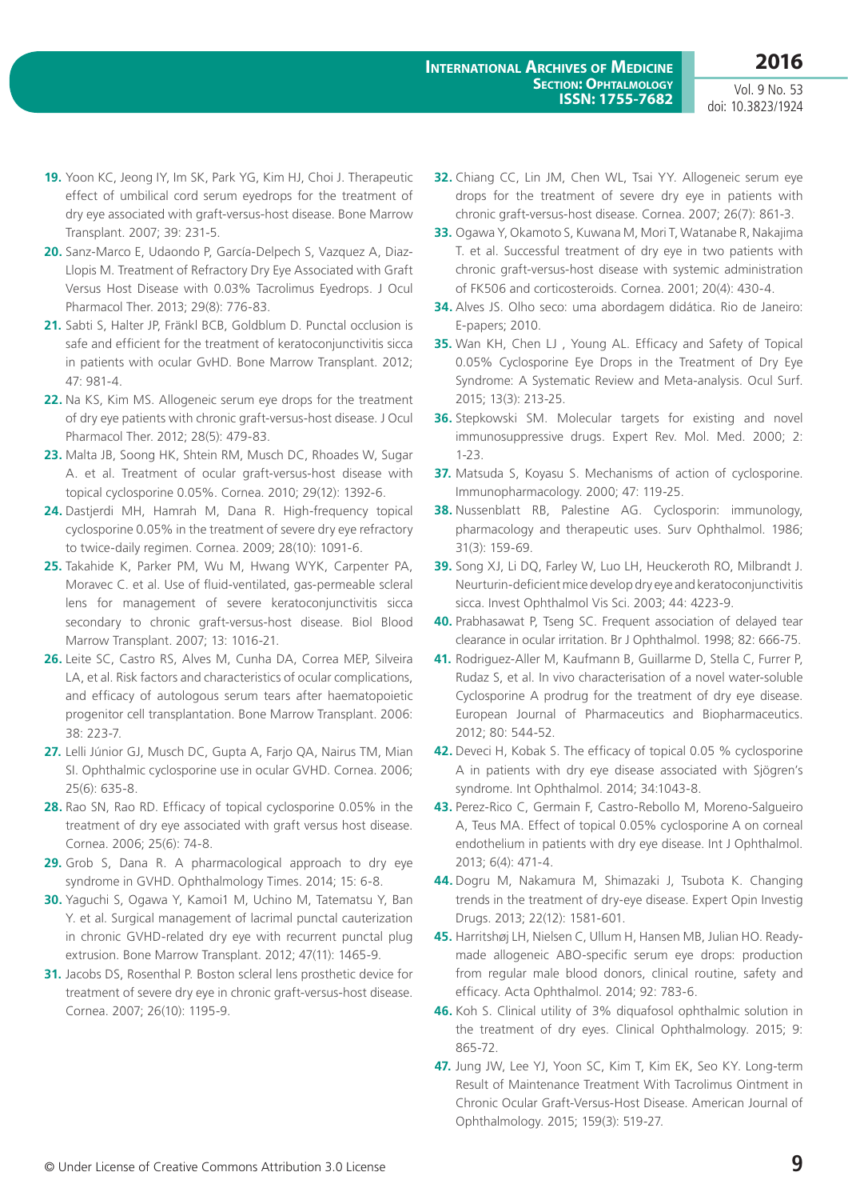19. Yoon KC, Jeong IY, Im SK, Park YG, Kim HJ, Choi J. Therapeutic effect of umbilical cord serum eyedrops for the treatment of dry eye associated with graft-versus-host disease. Bone Marrow Transplant. 2007; 39: 231-5.

20. Sanz-Marco E, Udaondo P, García-Delpech S, Vazquez A, Diaz-Llopis M. Treatment of Refractory Dry Eye Associated with Graft Versus Host Disease with 0.03% Tacrolimus Eyedrops. J Ocul Pharmacol Ther. 2013; 29(8): 776-83.

21. Sabti S, Halter JP, Fränkl BCB, Goldblum D. Punctal occlusion is safe and efficient for the treatment of keratoconjunctivitis sicca in patients with ocular GvHD. Bone Marrow Transplant. 2012; 47: 981-4.

22. Na KS, Kim MS. Allogeneic serum eye drops for the treatment of dry eye patients with chronic graft-versus-host disease. J Ocul Pharmacol Ther. 2012; 28(5): 479-83.

23. Malta JB, Soong HK, Shtein RM, Musch DC, Rhoades W, Sugar A. et al. Treatment of ocular graft-versus-host disease with topical cyclosporine 0.05%. Cornea. 2010; 29(12): 1392-6.

24. Dastjerdi MH, Hamrah M, Dana R. High-frequency topical cyclosporine 0.05% in the treatment of severe dry eye refractory to twice-daily regimen. Cornea. 2009; 28(10): 1091-6.

25. Takahide K, Parker PM, Wu M, Hwang WYK, Carpenter PA, Moravec C. et al. Use of fluid-ventilated, gas-permeable scleral lens for management of severe keratoconjunctivitis sicca secondary to chronic graft-versus-host disease. Biol Blood Marrow Transplant. 2007; 13: 1016-21.

26. Leite SC, Castro RS, Alves M, Cunha DA, Correa MEP, Silveira LA, et al. Risk factors and characteristics of ocular complications, and efficacy of autologous serum tears after haematopoietic progenitor cell transplantation. Bone Marrow Transplant. 2006: 38: 223-7.

27. Lelli Júnior GJ, Musch DC, Gupta A, Farjo QA, Nairus TM, Mian SI. Ophthalmic cyclosporine use in ocular GVHD. Cornea. 2006; 25(6): 635-8.

28. Rao SN, Rao RD. Efficacy of topical cyclosporine 0.05% in the treatment of dry eye associated with graft versus host disease. Cornea. 2006; 25(6): 74-8.

29. Grob S, Dana R. A pharmacological approach to dry eye syndrome in GVHD. Ophthalmology Times. 2014; 15: 6-8.

30. Yaguchi S, Ogawa Y, Kamoi1 M, Uchino M, Tatematsu Y, Ban Y. et al. Surgical management of lacrimal punctal cauterization in chronic GVHD-related dry eye with recurrent punctal plug extrusion. Bone Marrow Transplant. 2012; 47(11): 1465-9.

31. Jacobs DS, Rosenthal P. Boston scleral lens prosthetic device for treatment of severe dry eye in chronic graft-versus-host disease. Cornea. 2007; 26(10): 1195-9.

32. Chiang CC, Lin JM, Chen WL, Tsai YY. Allogeneic serum eye drops for the treatment of severe dry eye in patients with chronic graft-versus-host disease. Cornea. 2007; 26(7): 861-3.

33. Ogawa Y, Okamoto S, Kuwana M, Mori T, Watanabe R, Nakajima T. et al. Successful treatment of dry eye in two patients with chronic graft-versus-host disease with systemic administration of FK506 and corticosteroids. Cornea. 2001; 20(4): 430-4.

34. Alves JS. Olho seco: uma abordagem didática. Rio de Janeiro: E-papers; 2010.

35. Wan KH, Chen LJ , Young AL. Efficacy and Safety of Topical 0.05% Cyclosporine Eye Drops in the Treatment of Dry Eye Syndrome: A Systematic Review and Meta-analysis. Ocul Surf. 2015; 13(3): 213-25.

36. Stepkowski SM. Molecular targets for existing and novel immunosuppressive drugs. Expert Rev. Mol. Med. 2000; 2: 1-23.

37. Matsuda S, Koyasu S. Mechanisms of action of cyclosporine. Immunopharmacology. 2000; 47: 119-25.

38. Nussenblatt RB, Palestine AG. Cyclosporin: immunology, pharmacology and therapeutic uses. Surv Ophthalmol. 1986; 31(3): 159-69.

39. Song XJ, Li DQ, Farley W, Luo LH, Heuckeroth RO, Milbrandt J. Neurturin-deficient mice develop dry eye and keratoconjunctivitis sicca. Invest Ophthalmol Vis Sci. 2003; 44: 4223-9.

40. Prabhasawat P, Tseng SC. Frequent association of delayed tear clearance in ocular irritation. Br J Ophthalmol. 1998; 82: 666-75.

41. Rodriguez-Aller M, Kaufmann B, Guillarme D, Stella C, Furrer P, Rudaz S, et al. In vivo characterisation of a novel water-soluble Cyclosporine A prodrug for the treatment of dry eye disease. European Journal of Pharmaceutics and Biopharmaceutics. 2012; 80: 544-52.

42. Deveci H, Kobak S. The efficacy of topical 0.05 % cyclosporine A in patients with dry eye disease associated with Sjögren's syndrome. Int Ophthalmol. 2014; 34:1043-8.

43. Perez-Rico C, Germain F, Castro-Rebollo M, Moreno-Salgueiro A, Teus MA. Effect of topical 0.05% cyclosporine A on corneal endothelium in patients with dry eye disease. Int J Ophthalmol. 2013; 6(4): 471-4.

44. Dogru M, Nakamura M, Shimazaki J, Tsubota K. Changing trends in the treatment of dry-eye disease. Expert Opin Investig Drugs. 2013; 22(12): 1581-601.

45. Harritshøj LH, Nielsen C, Ullum H, Hansen MB, Julian HO. Ready-made allogeneic ABO-specific serum eye drops: production from regular male blood donors, clinical routine, safety and efficacy. Acta Ophthalmol. 2014; 92: 783-6.

46. Koh S. Clinical utility of 3% diquafosol ophthalmic solution in the treatment of dry eyes. Clinical Ophthalmology. 2015; 9: 865-72.

47. Jung JW, Lee YJ, Yoon SC, Kim T, Kim EK, Seo KY. Long-term Result of Maintenance Treatment With Tacrolimus Ointment in Chronic Ocular Graft-Versus-Host Disease. American Journal of Ophthalmology. 2015; 159(3): 519-27.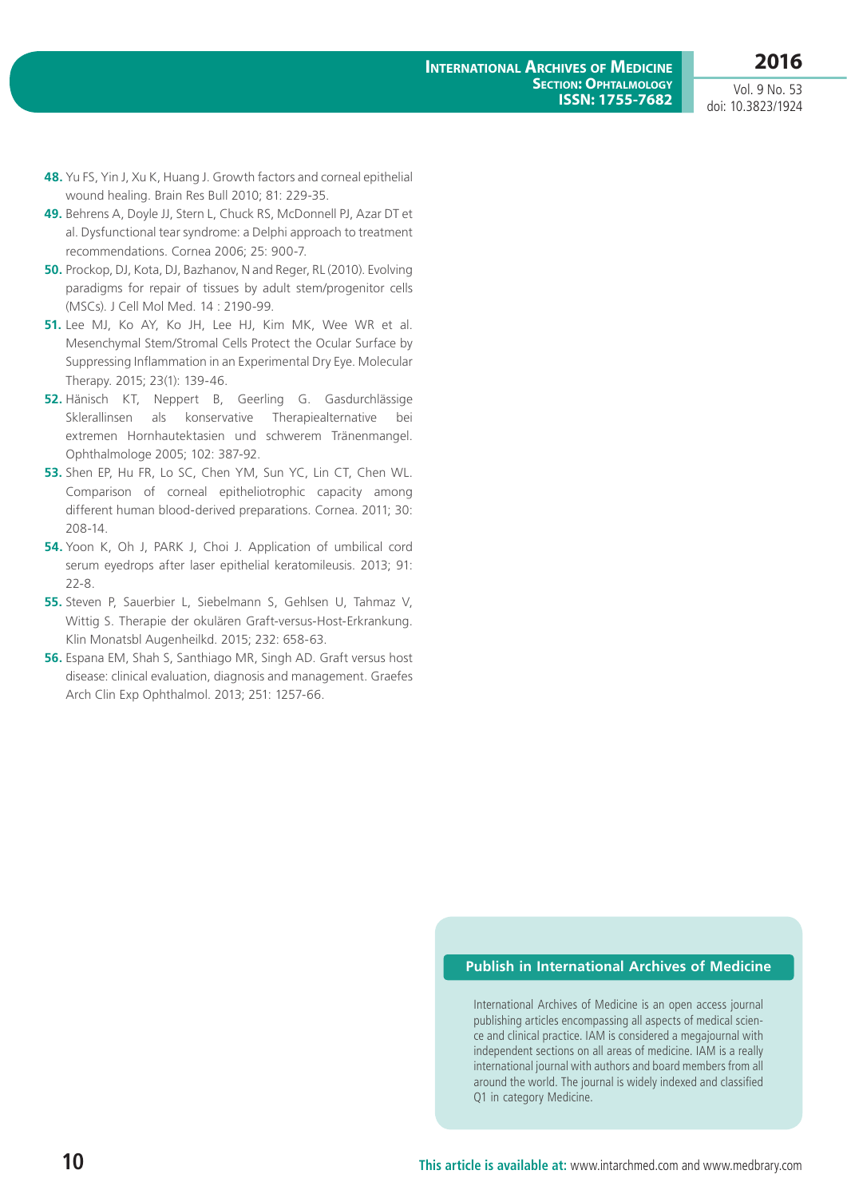48. Yu FS, Yin J, Xu K, Huang J. Growth factors and corneal epithelial wound healing. Brain Res Bull 2010; 81: 229-35.

49. Behrens A, Doyle JJ, Stern L, Chuck RS, McDonnell PJ, Azar DT et al. Dysfunctional tear syndrome: a Delphi approach to treatment recommendations. Cornea 2006; 25: 900-7.

50. Prockop, DJ, Kota, DJ, Bazhanov, N and Reger, RL (2010). Evolving paradigms for repair of tissues by adult stem/progenitor cells (MSCs). J Cell Mol Med. 14 : 2190-99.

51. Lee MJ, Ko AY, Ko JH, Lee HJ, Kim MK, Wee WR et al. Mesenchymal Stem/Stromal Cells Protect the Ocular Surface by Suppressing Inflammation in an Experimental Dry Eye. Molecular Therapy. 2015; 23(1): 139-46.

52. Hänisch KT, Neppert B, Geerling G. Gasdurchlässige Sklerallinsen als konservative Therapiealternative bei extremen Hornhautektasien und schwerem Tränenmangel. Ophthalmologe 2005; 102: 387-92.

53. Shen EP, Hu FR, Lo SC, Chen YM, Sun YC, Lin CT, Chen WL. Comparison of corneal epitheliotrophic capacity among different human blood-derived preparations. Cornea. 2011; 30: 208-14.

54. Yoon K, Oh J, PARK J, Choi J. Application of umbilical cord serum eyedrops after laser epithelial keratomileusis. 2013; 91: 22-8.

55. Steven P, Sauerbier L, Siebelmann S, Gehlsen U, Tahmaz V, Wittig S. Therapie der okulären Graft-versus-Host-Erkrankung. Klin Monatsbl Augenheilkd. 2015; 232: 658-63.

56. Espana EM, Shah S, Santhiago MR, Singh AD. Graft versus host disease: clinical evaluation, diagnosis and management. Graefes Arch Clin Exp Ophthalmol. 2013; 251: 1257-66.

**Publish in International Archives of Medicine**

International Archives of Medicine is an open access journal publishing articles encompassing all aspects of medical science and clinical practice. IAM is considered a megajournal with independent sections on all areas of medicine. IAM is a really international journal with authors and board members from all around the world. The journal is widely indexed and classified Q1 in category Medicine.